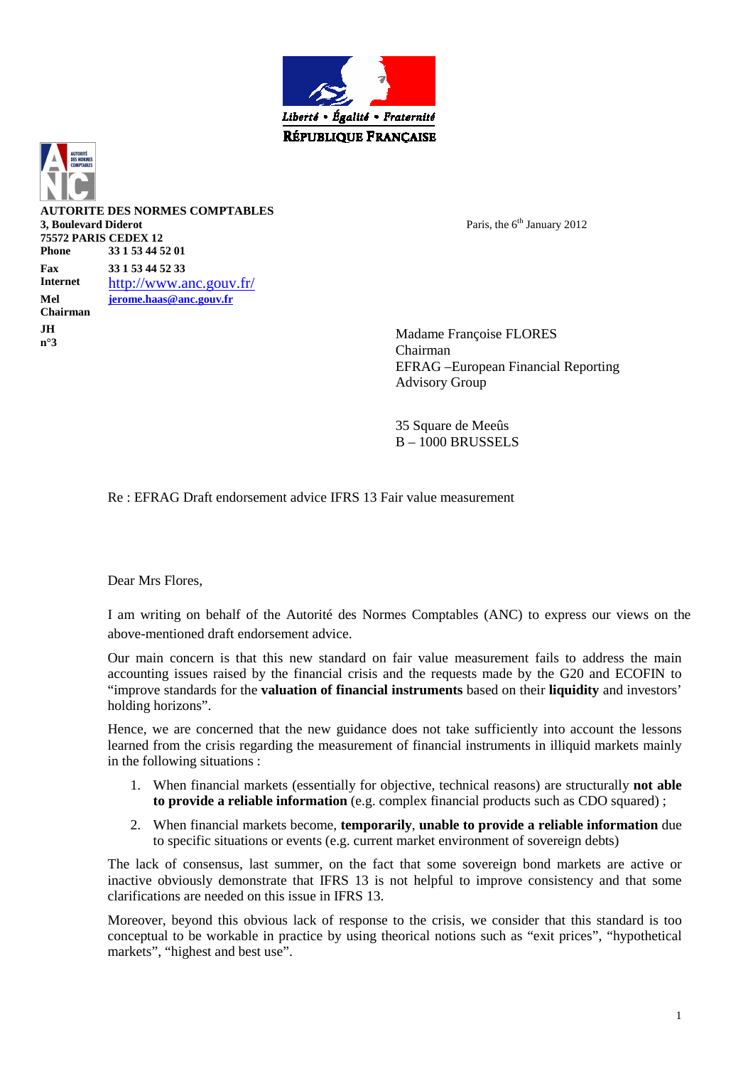Liberté • Égalité • Fraternité

RÉPUBLIQUE FRANÇAISE

**AUTORITE DES NORMES COMPTABLES**
**3, Boulevard Diderot**
**75572 PARIS CEDEX 12**

| | |
|---|---|
| **Phone** | **33 1 53 44 52 01** |
| **Fax** | **33 1 53 44 52 33** |
| **Internet** | http://www.anc.gouv.fr/ |
| **Mel** | **jerome.haas@anc.gouv.fr** |
| **Chairman** | |
| **JH** | |
| **n°3** | |

Paris, the 6th January 2012

Madame Françoise FLORES
Chairman
EFRAG –European Financial Reporting Advisory Group

35 Square de Meeûs
B – 1000 BRUSSELS

Re : EFRAG Draft endorsement advice IFRS 13 Fair value measurement

Dear Mrs Flores,

I am writing on behalf of the Autorité des Normes Comptables (ANC) to express our views on the above-mentioned draft endorsement advice.

Our main concern is that this new standard on fair value measurement fails to address the main accounting issues raised by the financial crisis and the requests made by the G20 and ECOFIN to "improve standards for the **valuation of financial instruments** based on their **liquidity** and investors' holding horizons".

Hence, we are concerned that the new guidance does not take sufficiently into account the lessons learned from the crisis regarding the measurement of financial instruments in illiquid markets mainly in the following situations :

1. When financial markets (essentially for objective, technical reasons) are structurally **not able to provide a reliable information** (e.g. complex financial products such as CDO squared) ;
2. When financial markets become, **temporarily**, **unable to provide a reliable information** due to specific situations or events (e.g. current market environment of sovereign debts)

The lack of consensus, last summer, on the fact that some sovereign bond markets are active or inactive obviously demonstrate that IFRS 13 is not helpful to improve consistency and that some clarifications are needed on this issue in IFRS 13.

Moreover, beyond this obvious lack of response to the crisis, we consider that this standard is too conceptual to be workable in practice by using theorical notions such as "exit prices", "hypothetical markets", "highest and best use".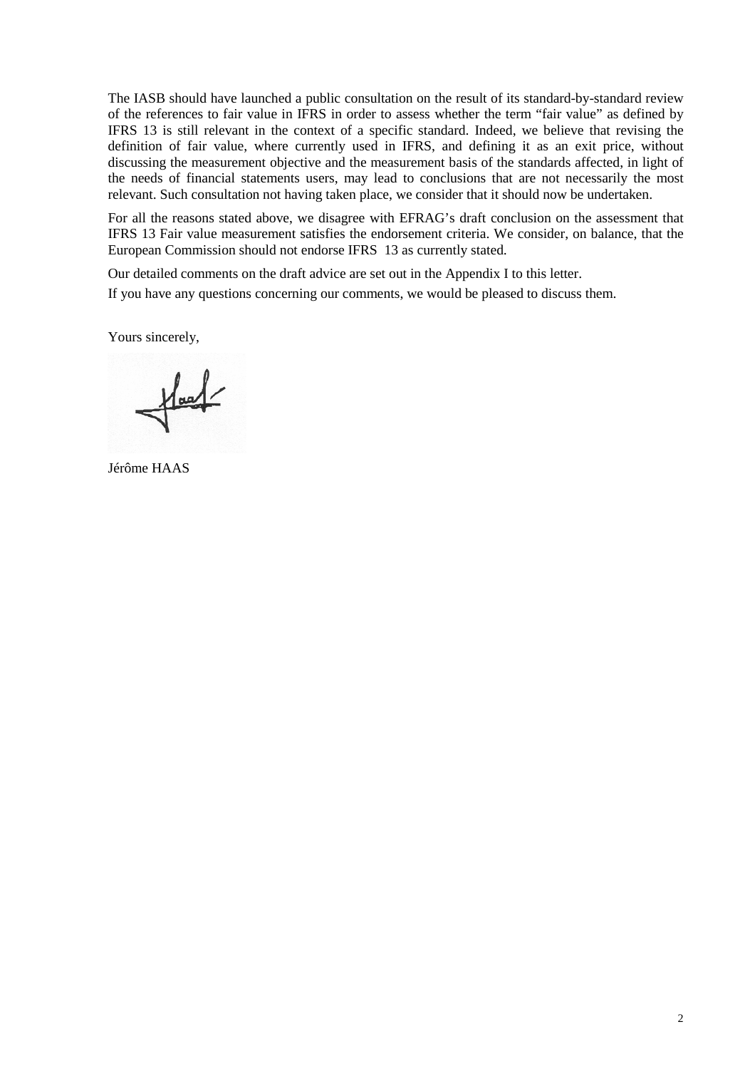The IASB should have launched a public consultation on the result of its standard-by-standard review of the references to fair value in IFRS in order to assess whether the term "fair value" as defined by IFRS 13 is still relevant in the context of a specific standard. Indeed, we believe that revising the definition of fair value, where currently used in IFRS, and defining it as an exit price, without discussing the measurement objective and the measurement basis of the standards affected, in light of the needs of financial statements users, may lead to conclusions that are not necessarily the most relevant. Such consultation not having taken place, we consider that it should now be undertaken.

For all the reasons stated above, we disagree with EFRAG's draft conclusion on the assessment that IFRS 13 Fair value measurement satisfies the endorsement criteria. We consider, on balance, that the European Commission should not endorse IFRS 13 as currently stated.

Our detailed comments on the draft advice are set out in the Appendix I to this letter.

If you have any questions concerning our comments, we would be pleased to discuss them.

Yours sincerely,

Jérôme HAAS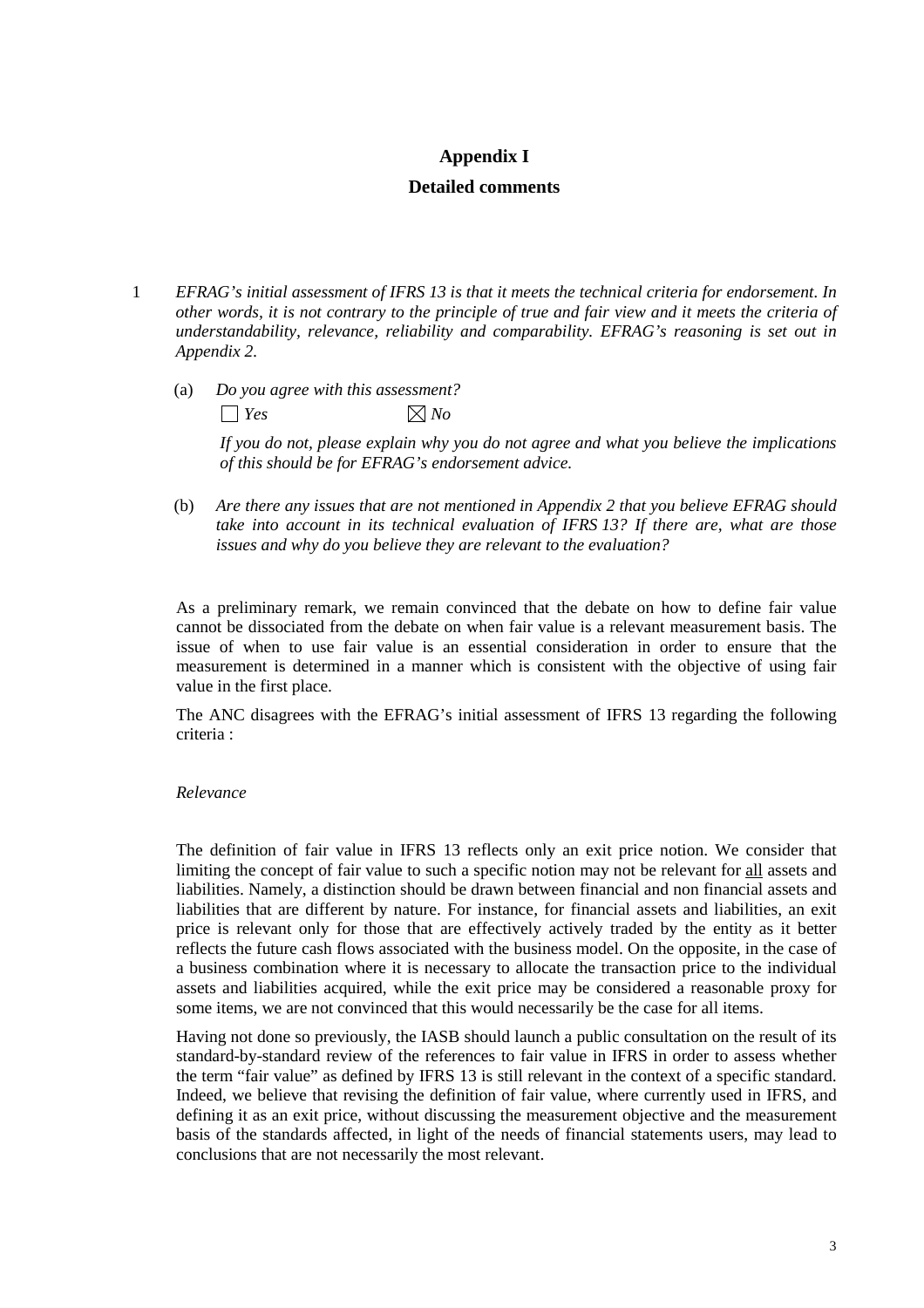# Appendix I

## Detailed comments

1 *EFRAG's initial assessment of IFRS 13 is that it meets the technical criteria for endorsement. In other words, it is not contrary to the principle of true and fair view and it meets the criteria of understandability, relevance, reliability and comparability. EFRAG's reasoning is set out in Appendix 2.*

(a) *Do you agree with this assessment?*

☐ *Yes* ☒ *No*

*If you do not, please explain why you do not agree and what you believe the implications of this should be for EFRAG's endorsement advice.*

(b) *Are there any issues that are not mentioned in Appendix 2 that you believe EFRAG should take into account in its technical evaluation of IFRS 13? If there are, what are those issues and why do you believe they are relevant to the evaluation?*

As a preliminary remark, we remain convinced that the debate on how to define fair value cannot be dissociated from the debate on when fair value is a relevant measurement basis. The issue of when to use fair value is an essential consideration in order to ensure that the measurement is determined in a manner which is consistent with the objective of using fair value in the first place.

The ANC disagrees with the EFRAG's initial assessment of IFRS 13 regarding the following criteria :

*Relevance*

The definition of fair value in IFRS 13 reflects only an exit price notion. We consider that limiting the concept of fair value to such a specific notion may not be relevant for <u>all</u> assets and liabilities. Namely, a distinction should be drawn between financial and non financial assets and liabilities that are different by nature. For instance, for financial assets and liabilities, an exit price is relevant only for those that are effectively actively traded by the entity as it better reflects the future cash flows associated with the business model. On the opposite, in the case of a business combination where it is necessary to allocate the transaction price to the individual assets and liabilities acquired, while the exit price may be considered a reasonable proxy for some items, we are not convinced that this would necessarily be the case for all items.

Having not done so previously, the IASB should launch a public consultation on the result of its standard-by-standard review of the references to fair value in IFRS in order to assess whether the term "fair value" as defined by IFRS 13 is still relevant in the context of a specific standard. Indeed, we believe that revising the definition of fair value, where currently used in IFRS, and defining it as an exit price, without discussing the measurement objective and the measurement basis of the standards affected, in light of the needs of financial statements users, may lead to conclusions that are not necessarily the most relevant.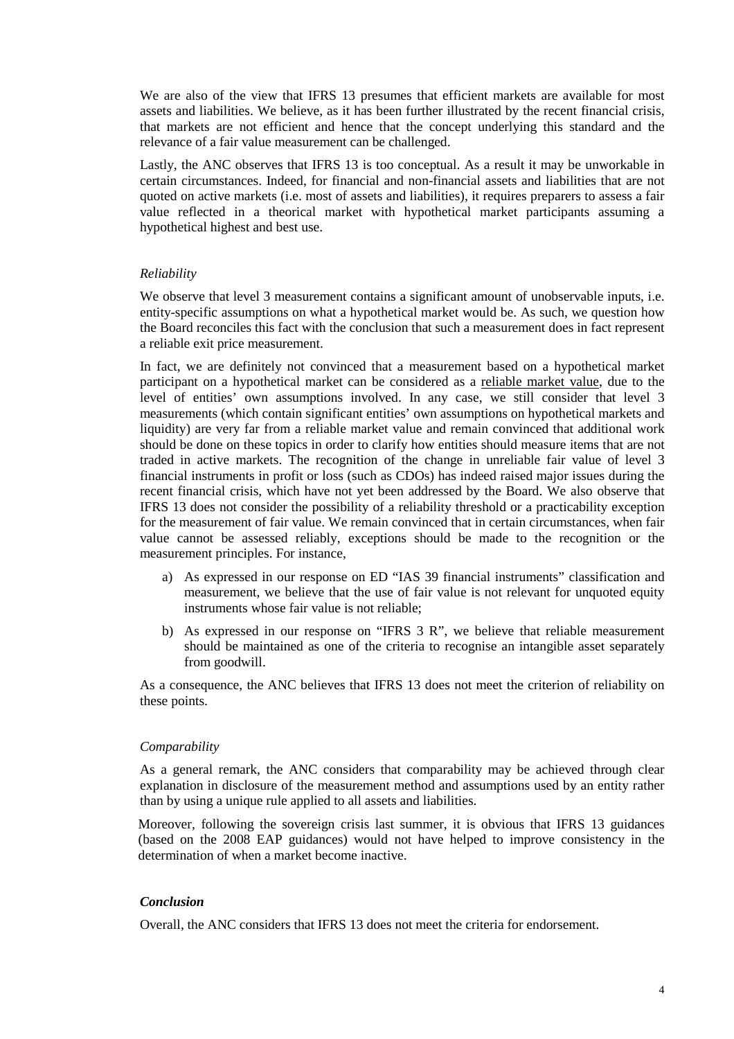We are also of the view that IFRS 13 presumes that efficient markets are available for most assets and liabilities. We believe, as it has been further illustrated by the recent financial crisis, that markets are not efficient and hence that the concept underlying this standard and the relevance of a fair value measurement can be challenged.

Lastly, the ANC observes that IFRS 13 is too conceptual. As a result it may be unworkable in certain circumstances. Indeed, for financial and non-financial assets and liabilities that are not quoted on active markets (i.e. most of assets and liabilities), it requires preparers to assess a fair value reflected in a theorical market with hypothetical market participants assuming a hypothetical highest and best use.

*Reliability*

We observe that level 3 measurement contains a significant amount of unobservable inputs, i.e. entity-specific assumptions on what a hypothetical market would be. As such, we question how the Board reconciles this fact with the conclusion that such a measurement does in fact represent a reliable exit price measurement.

In fact, we are definitely not convinced that a measurement based on a hypothetical market participant on a hypothetical market can be considered as a reliable market value, due to the level of entities' own assumptions involved. In any case, we still consider that level 3 measurements (which contain significant entities' own assumptions on hypothetical markets and liquidity) are very far from a reliable market value and remain convinced that additional work should be done on these topics in order to clarify how entities should measure items that are not traded in active markets. The recognition of the change in unreliable fair value of level 3 financial instruments in profit or loss (such as CDOs) has indeed raised major issues during the recent financial crisis, which have not yet been addressed by the Board. We also observe that IFRS 13 does not consider the possibility of a reliability threshold or a practicability exception for the measurement of fair value. We remain convinced that in certain circumstances, when fair value cannot be assessed reliably, exceptions should be made to the recognition or the measurement principles. For instance,

a) As expressed in our response on ED "IAS 39 financial instruments" classification and measurement, we believe that the use of fair value is not relevant for unquoted equity instruments whose fair value is not reliable;

b) As expressed in our response on "IFRS 3 R", we believe that reliable measurement should be maintained as one of the criteria to recognise an intangible asset separately from goodwill.

As a consequence, the ANC believes that IFRS 13 does not meet the criterion of reliability on these points.

*Comparability*

As a general remark, the ANC considers that comparability may be achieved through clear explanation in disclosure of the measurement method and assumptions used by an entity rather than by using a unique rule applied to all assets and liabilities.

Moreover, following the sovereign crisis last summer, it is obvious that IFRS 13 guidances (based on the 2008 EAP guidances) would not have helped to improve consistency in the determination of when a market become inactive.

***Conclusion***

Overall, the ANC considers that IFRS 13 does not meet the criteria for endorsement.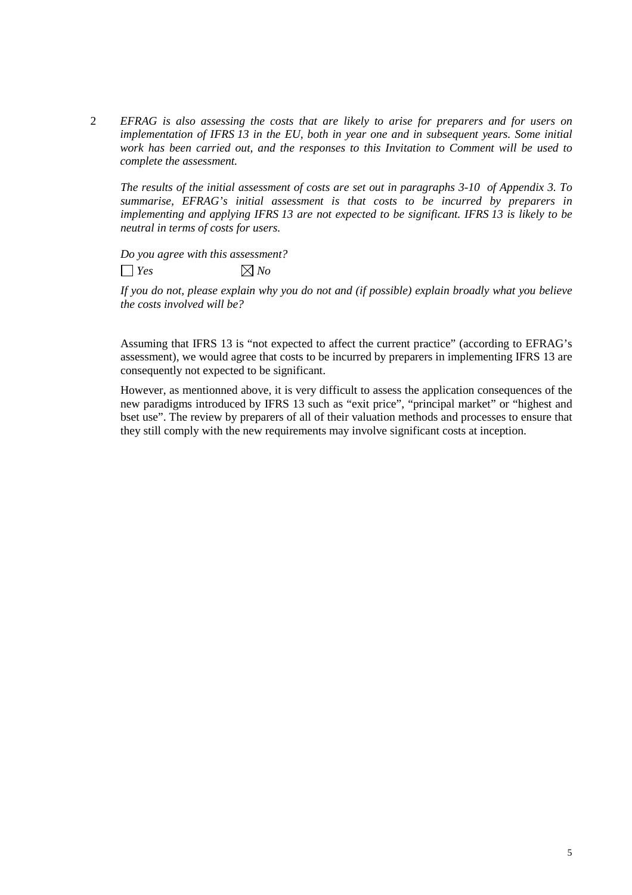2 *EFRAG is also assessing the costs that are likely to arise for preparers and for users on implementation of IFRS 13 in the EU, both in year one and in subsequent years. Some initial work has been carried out, and the responses to this Invitation to Comment will be used to complete the assessment.*

*The results of the initial assessment of costs are set out in paragraphs 3-10 of Appendix 3. To summarise, EFRAG's initial assessment is that costs to be incurred by preparers in implementing and applying IFRS 13 are not expected to be significant. IFRS 13 is likely to be neutral in terms of costs for users.*

*Do you agree with this assessment?*

☐ *Yes* ☒ *No*

*If you do not, please explain why you do not and (if possible) explain broadly what you believe the costs involved will be?*

Assuming that IFRS 13 is "not expected to affect the current practice" (according to EFRAG's assessment), we would agree that costs to be incurred by preparers in implementing IFRS 13 are consequently not expected to be significant.

However, as mentionned above, it is very difficult to assess the application consequences of the new paradigms introduced by IFRS 13 such as "exit price", "principal market" or "highest and bset use". The review by preparers of all of their valuation methods and processes to ensure that they still comply with the new requirements may involve significant costs at inception.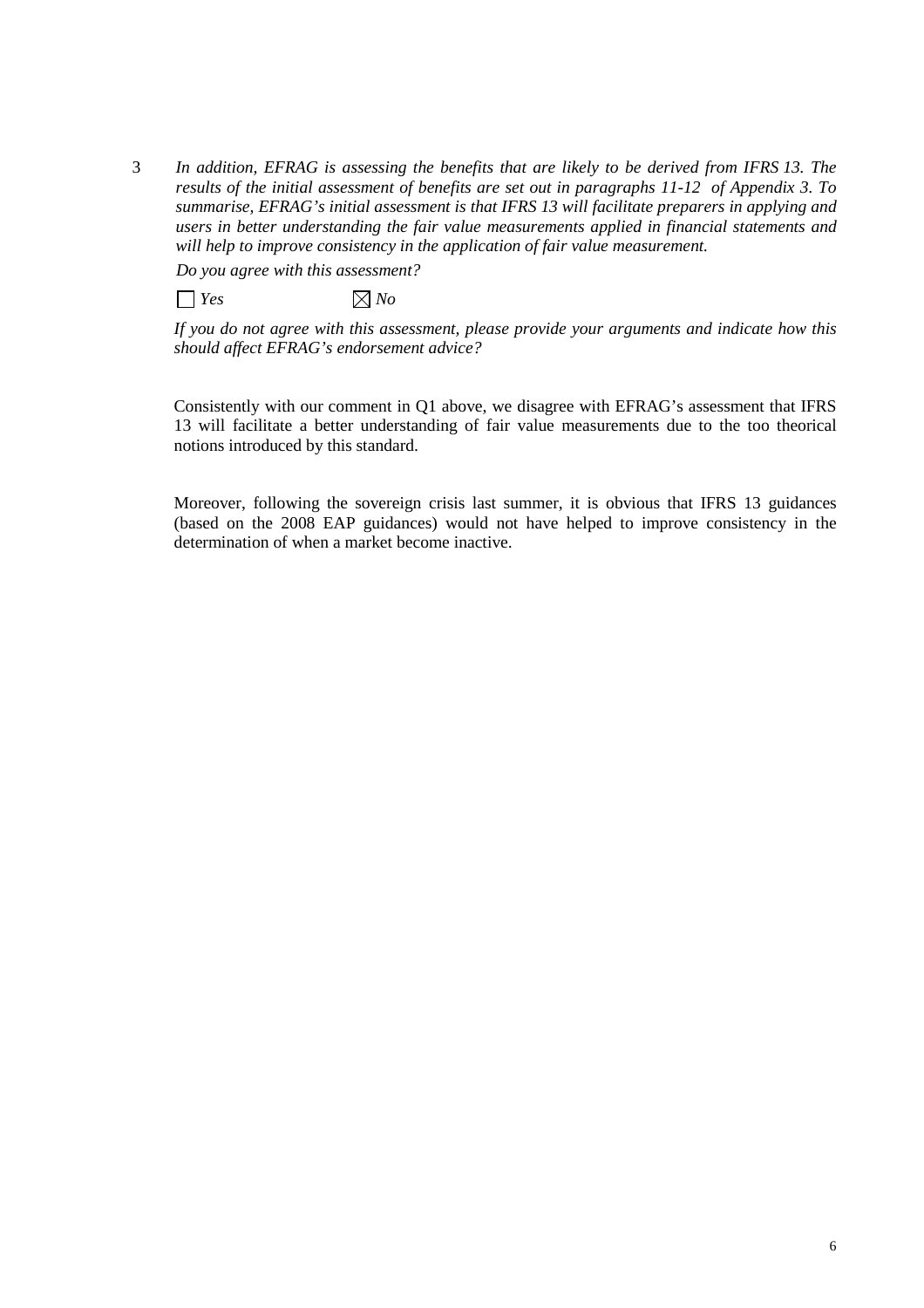3 *In addition, EFRAG is assessing the benefits that are likely to be derived from IFRS 13. The results of the initial assessment of benefits are set out in paragraphs 11-12 of Appendix 3. To summarise, EFRAG's initial assessment is that IFRS 13 will facilitate preparers in applying and users in better understanding the fair value measurements applied in financial statements and will help to improve consistency in the application of fair value measurement.*

*Do you agree with this assessment?*

☐ *Yes* ☒ *No*

*If you do not agree with this assessment, please provide your arguments and indicate how this should affect EFRAG's endorsement advice?*

Consistently with our comment in Q1 above, we disagree with EFRAG's assessment that IFRS 13 will facilitate a better understanding of fair value measurements due to the too theorical notions introduced by this standard.

Moreover, following the sovereign crisis last summer, it is obvious that IFRS 13 guidances (based on the 2008 EAP guidances) would not have helped to improve consistency in the determination of when a market become inactive.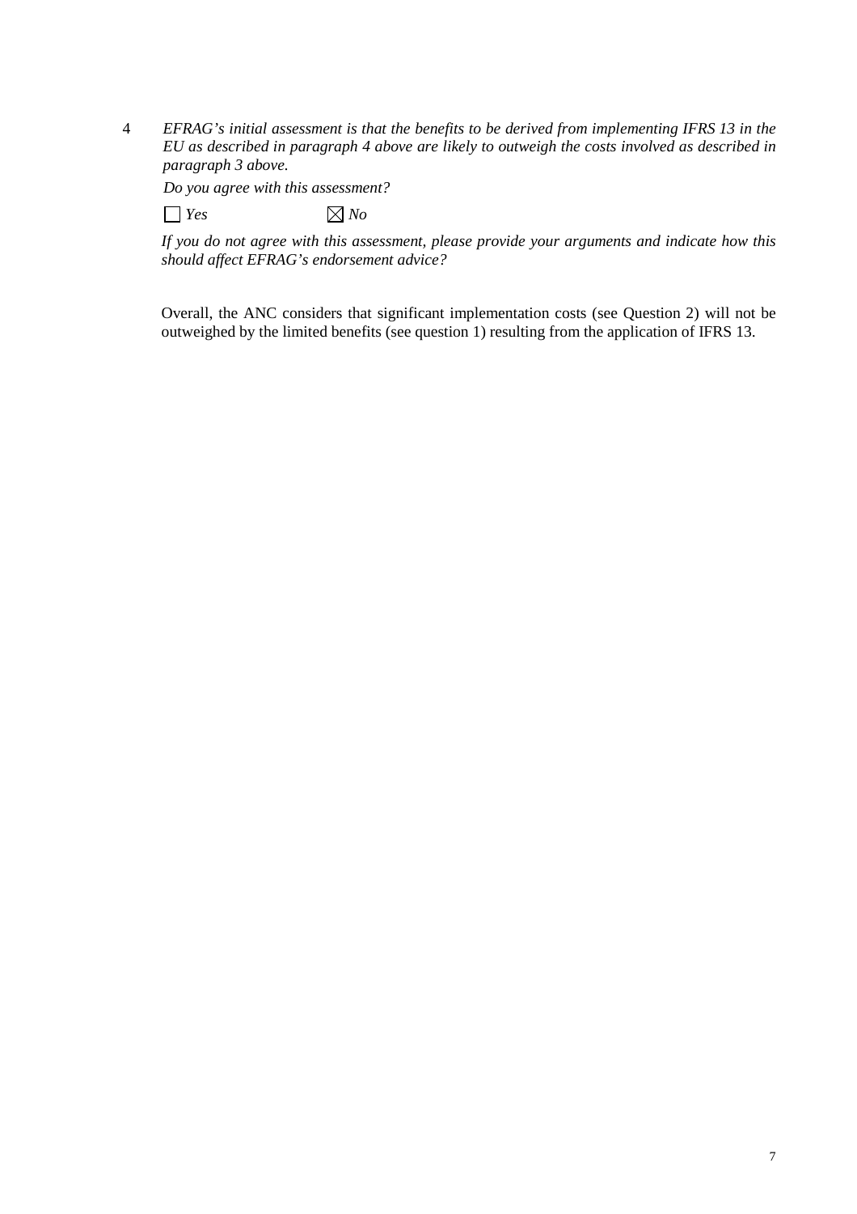4 *EFRAG's initial assessment is that the benefits to be derived from implementing IFRS 13 in the EU as described in paragraph 4 above are likely to outweigh the costs involved as described in paragraph 3 above.*

*Do you agree with this assessment?*

☐ *Yes* ☒ *No*

*If you do not agree with this assessment, please provide your arguments and indicate how this should affect EFRAG's endorsement advice?*

Overall, the ANC considers that significant implementation costs (see Question 2) will not be outweighed by the limited benefits (see question 1) resulting from the application of IFRS 13.